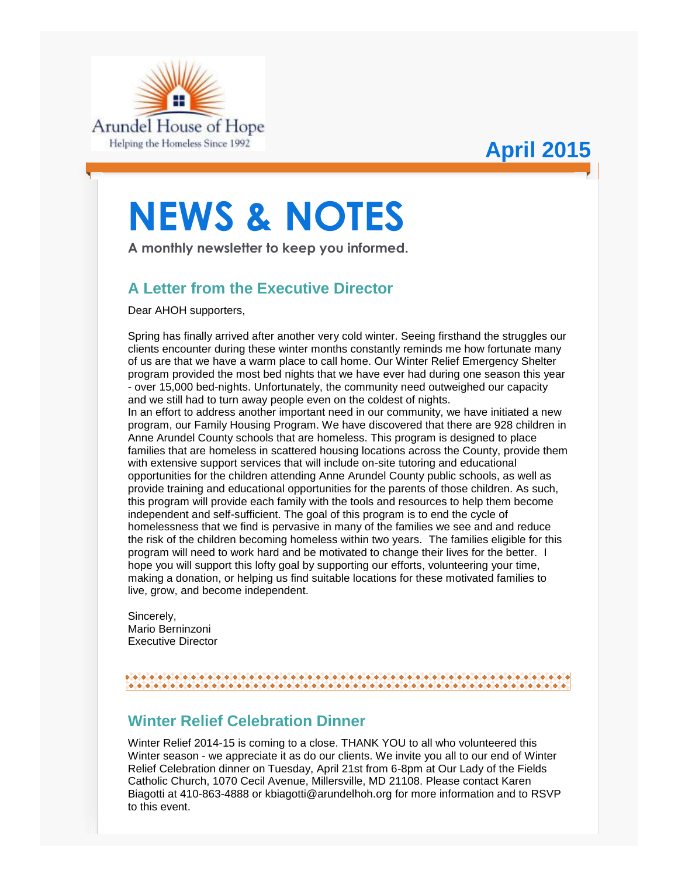Arundel House of Hope

Helping the Homeless Since 1992

**April 2015**

# NEWS & NOTES

**A monthly newsletter to keep you informed.**

## A Letter from the Executive Director

Dear AHOH supporters,

Spring has finally arrived after another very cold winter. Seeing firsthand the struggles our clients encounter during these winter months constantly reminds me how fortunate many of us are that we have a warm place to call home. Our Winter Relief Emergency Shelter program provided the most bed nights that we have ever had during one season this year - over 15,000 bed-nights. Unfortunately, the community need outweighed our capacity and we still had to turn away people even on the coldest of nights.

In an effort to address another important need in our community, we have initiated a new program, our Family Housing Program. We have discovered that there are 928 children in Anne Arundel County schools that are homeless. This program is designed to place families that are homeless in scattered housing locations across the County, provide them with extensive support services that will include on-site tutoring and educational opportunities for the children attending Anne Arundel County public schools, as well as provide training and educational opportunities for the parents of those children. As such, this program will provide each family with the tools and resources to help them become independent and self-sufficient. The goal of this program is to end the cycle of homelessness that we find is pervasive in many of the families we see and and reduce the risk of the children becoming homeless within two years. The families eligible for this program will need to work hard and be motivated to change their lives for the better. I hope you will support this lofty goal by supporting our efforts, volunteering your time, making a donation, or helping us find suitable locations for these motivated families to live, grow, and become independent.

Sincerely,
Mario Berninzoni
Executive Director

## Winter Relief Celebration Dinner

Winter Relief 2014-15 is coming to a close. THANK YOU to all who volunteered this Winter season - we appreciate it as do our clients. We invite you all to our end of Winter Relief Celebration dinner on Tuesday, April 21st from 6-8pm at Our Lady of the Fields Catholic Church, 1070 Cecil Avenue, Millersville, MD 21108. Please contact Karen Biagotti at 410-863-4888 or kbiagotti@arundelhoh.org for more information and to RSVP to this event.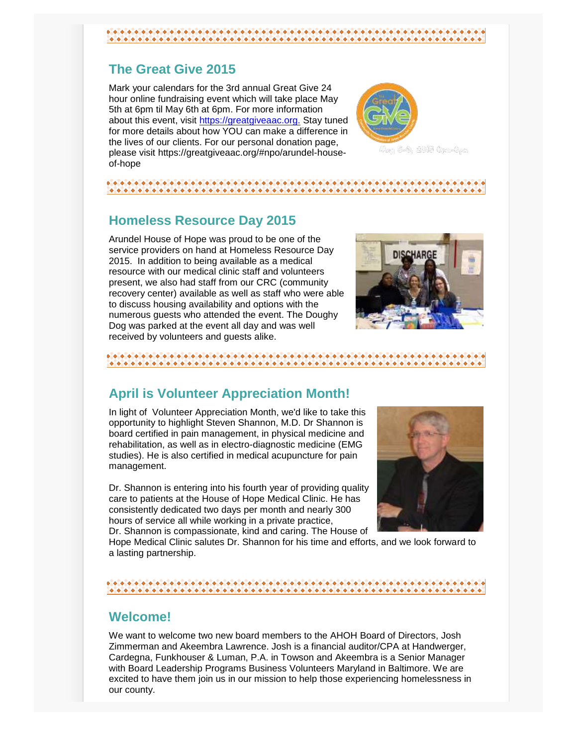## The Great Give 2015

Mark your calendars for the 3rd annual Great Give 24 hour online fundraising event which will take place May 5th at 6pm til May 6th at 6pm. For more information about this event, visit https://greatgiveaac.org. Stay tuned for more details about how YOU can make a difference in the lives of our clients. For our personal donation page, please visit https://greatgiveaac.org/#npo/arundel-house-of-hope

## Homeless Resource Day 2015

Arundel House of Hope was proud to be one of the service providers on hand at Homeless Resource Day 2015. In addition to being available as a medical resource with our medical clinic staff and volunteers present, we also had staff from our CRC (community recovery center) available as well as staff who were able to discuss housing availability and options with the numerous guests who attended the event. The Doughy Dog was parked at the event all day and was well received by volunteers and guests alike.

## April is Volunteer Appreciation Month!

In light of Volunteer Appreciation Month, we'd like to take this opportunity to highlight Steven Shannon, M.D. Dr Shannon is board certified in pain management, in physical medicine and rehabilitation, as well as in electro-diagnostic medicine (EMG studies). He is also certified in medical acupuncture for pain management.

Dr. Shannon is entering into his fourth year of providing quality care to patients at the House of Hope Medical Clinic. He has consistently dedicated two days per month and nearly 300 hours of service all while working in a private practice, Dr. Shannon is compassionate, kind and caring. The House of Hope Medical Clinic salutes Dr. Shannon for his time and efforts, and we look forward to a lasting partnership.

## Welcome!

We want to welcome two new board members to the AHOH Board of Directors, Josh Zimmerman and Akeembra Lawrence. Josh is a financial auditor/CPA at Handwerger, Cardegna, Funkhouser & Luman, P.A. in Towson and Akeembra is a Senior Manager with Board Leadership Programs Business Volunteers Maryland in Baltimore. We are excited to have them join us in our mission to help those experiencing homelessness in our county.